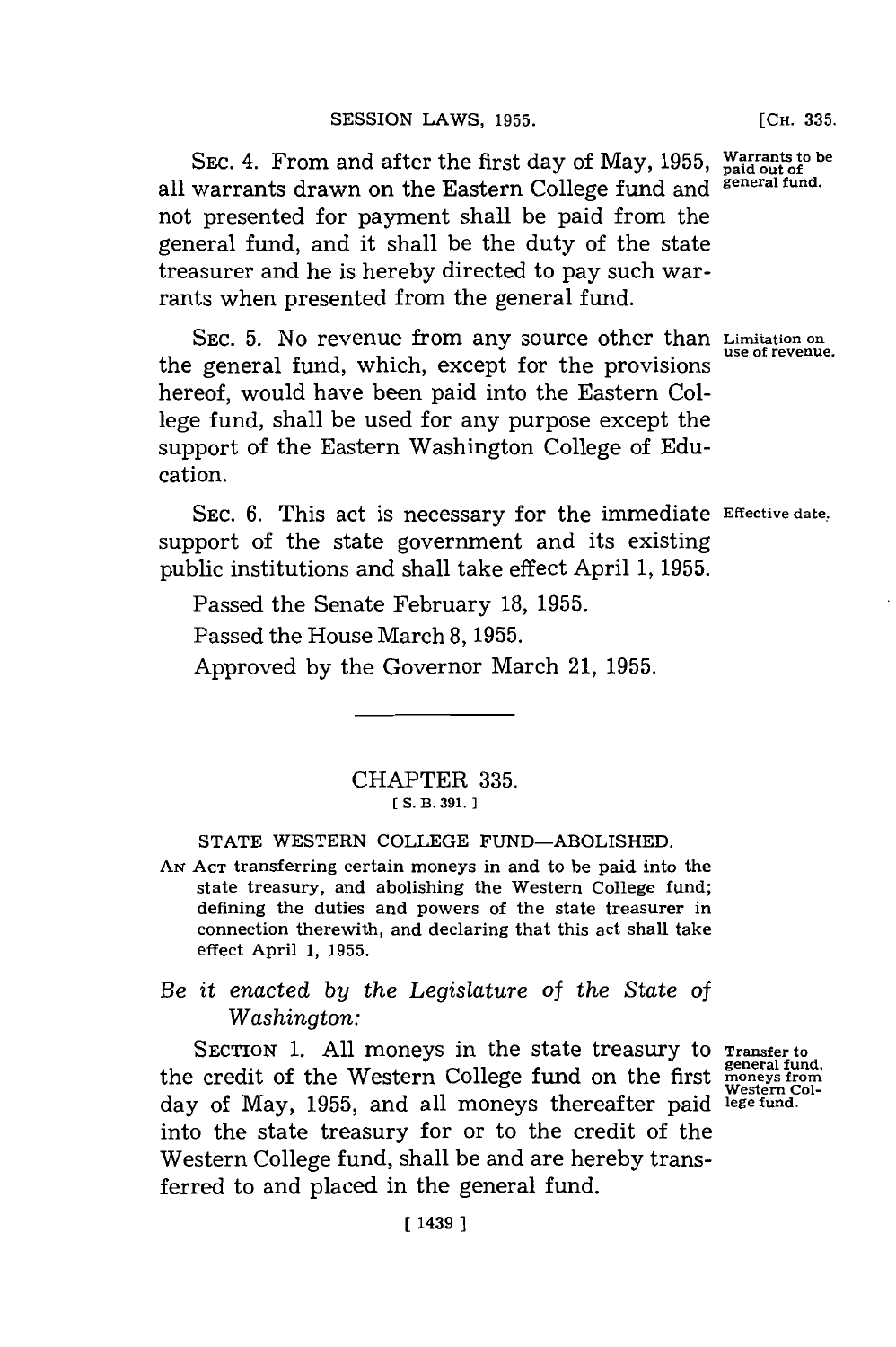**Warrants to be paid out of general fund.**

SEC. 4. From and after the first day of May, 1955, all warrants drawn on the Eastern College fund and not presented for payment shall be paid from the general fund, and it shall be the duty of the state treasurer and he is hereby directed to pay such warrants when presented from the general fund.

**Limitation on use of revenue.**

SEC. 5. No revenue from any source other than the general fund, which, except for the provisions hereof, would have been paid into the Eastern College fund, shall be used for any purpose except the support of the Eastern Washington College of Education.

**Effective date.**

SEC. 6. This act is necessary for the immediate support of the state government and its existing public institutions and shall take effect April 1, 1955.

Passed the Senate February 18, 1955.

Passed the House March 8, 1955.

Approved by the Governor March 21, 1955.

---

## CHAPTER 335.

[ S. B. 391. ]

### STATE WESTERN COLLEGE FUND—ABOLISHED.

AN ACT transferring certain moneys in and to be paid into the state treasury, and abolishing the Western College fund; defining the duties and powers of the state treasurer in connection therewith, and declaring that this act shall take effect April 1, 1955.

*Be it enacted by the Legislature of the State of Washington:*

**Transfer to general fund, moneys from Western College fund.**

SECTION 1. All moneys in the state treasury to the credit of the Western College fund on the first day of May, 1955, and all moneys thereafter paid into the state treasury for or to the credit of the Western College fund, shall be and are hereby transferred to and placed in the general fund.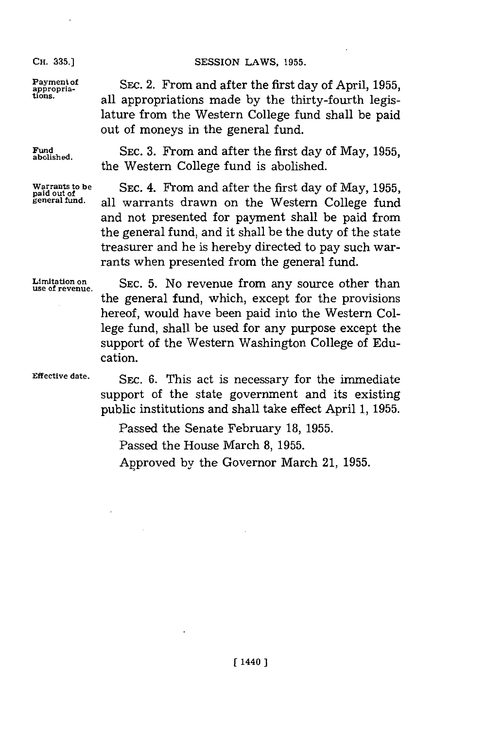**Payment of appropriations.** SEC. 2. From and after the first day of April, 1955, all appropriations made by the thirty-fourth legislature from the Western College fund shall be paid out of moneys in the general fund.

**Fund abolished.** SEC. 3. From and after the first day of May, 1955, the Western College fund is abolished.

**Warrants to be paid out of general fund.** SEC. 4. From and after the first day of May, 1955, all warrants drawn on the Western College fund and not presented for payment shall be paid from the general fund, and it shall be the duty of the state treasurer and he is hereby directed to pay such warrants when presented from the general fund.

**Limitation on use of revenue.** SEC. 5. No revenue from any source other than the general fund, which, except for the provisions hereof, would have been paid into the Western College fund, shall be used for any purpose except the support of the Western Washington College of Education.

**Effective date.** SEC. 6. This act is necessary for the immediate support of the state government and its existing public institutions and shall take effect April 1, 1955.

Passed the Senate February 18, 1955.

Passed the House March 8, 1955.

Approved by the Governor March 21, 1955.